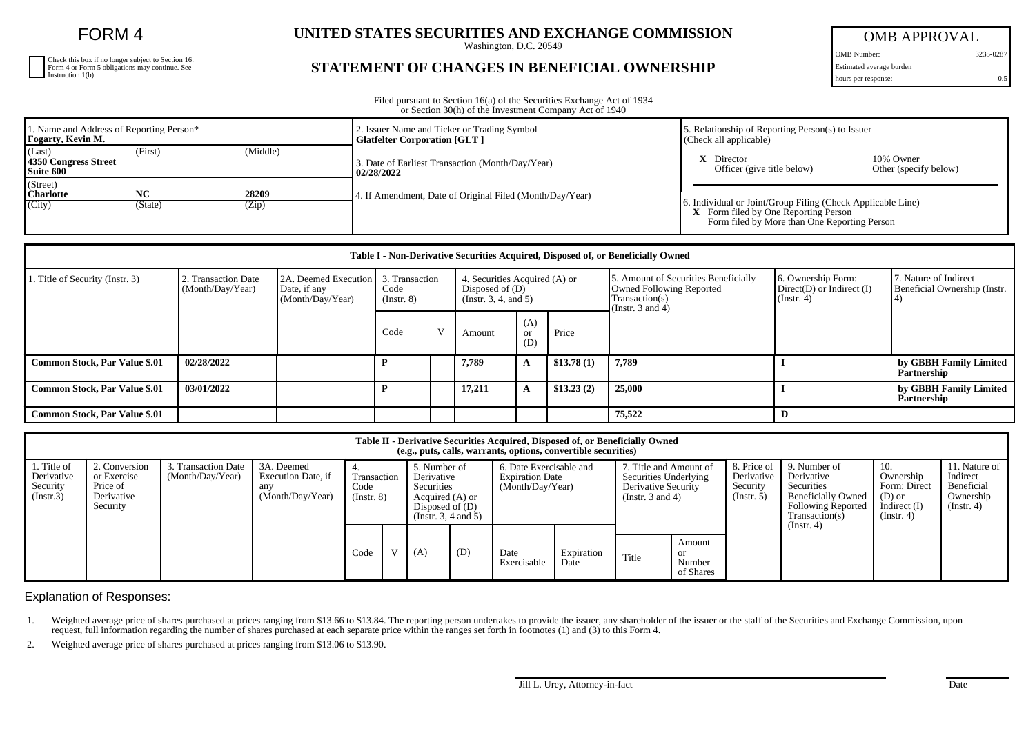# FORM 4

☐ Check this box if no longer subject to Section 16. Form 4 or Form 5 obligations may continue. See Instruction 1(b).

## UNITED STATES SECURITIES AND EXCHANGE COMMISSION

Washington, D.C. 20549

## STATEMENT OF CHANGES IN BENEFICIAL OWNERSHIP

| OMB APPROVAL | |
|---|---|
| OMB Number: | 3235-0287 |
| Estimated average burden | |
| hours per response: | 0.5 |

Filed pursuant to Section 16(a) of the Securities Exchange Act of 1934 or Section 30(h) of the Investment Company Act of 1940

| 1. Name and Address of Reporting Person* | 2. Issuer Name and Ticker or Trading Symbol | 5. Relationship of Reporting Person(s) to Issuer (Check all applicable) |
|---|---|---|
| **Fogarty, Kevin M.** | **Glatfelter Corporation [GLT ]** | X Director / 10% Owner / Officer (give title below) / Other (specify below) |
| (Last) (First) (Middle) **4350 Congress Street Suite 600** | 3. Date of Earliest Transaction (Month/Day/Year) **02/28/2022** | |
| (Street) **Charlotte NC 28209** (City) (State) (Zip) | 4. If Amendment, Date of Original Filed (Month/Day/Year) | 6. Individual or Joint/Group Filing (Check Applicable Line) X Form filed by One Reporting Person / Form filed by More than One Reporting Person |

### Table I - Non-Derivative Securities Acquired, Disposed of, or Beneficially Owned

| 1. Title of Security (Instr. 3) | 2. Transaction Date (Month/Day/Year) | 2A. Deemed Execution Date, if any (Month/Day/Year) | 3. Transaction Code (Instr. 8) | | 4. Securities Acquired (A) or Disposed of (D) (Instr. 3, 4, and 5) | | | 5. Amount of Securities Beneficially Owned Following Reported Transaction(s) (Instr. 3 and 4) | 6. Ownership Form: Direct(D) or Indirect (I) (Instr. 4) | 7. Nature of Indirect Beneficial Ownership (Instr. 4) |
|---|---|---|---|---|---|---|---|---|---|---|
| | | | Code | V | Amount | (A) or (D) | Price | | | |
| **Common Stock, Par Value $.01** | **02/28/2022** | | **P** | | **7,789** | **A** | **$13.78 (1)** | **7,789** | **I** | **by GBBH Family Limited Partnership** |
| **Common Stock, Par Value $.01** | **03/01/2022** | | **P** | | **17,211** | **A** | **$13.23 (2)** | **25,000** | **I** | **by GBBH Family Limited Partnership** |
| **Common Stock, Par Value $.01** | | | | | | | | **75,522** | **D** | |

### Table II - Derivative Securities Acquired, Disposed of, or Beneficially Owned (e.g., puts, calls, warrants, options, convertible securities)

| 1. Title of Derivative Security (Instr.3) | 2. Conversion or Exercise Price of Derivative Security | 3. Transaction Date (Month/Day/Year) | 3A. Deemed Execution Date, if any (Month/Day/Year) | 4. Transaction Code (Instr. 8) | | 5. Number of Derivative Securities Acquired (A) or Disposed of (D) (Instr. 3, 4 and 5) | | 6. Date Exercisable and Expiration Date (Month/Day/Year) | | 7. Title and Amount of Securities Underlying Derivative Security (Instr. 3 and 4) | | 8. Price of Derivative Security (Instr. 5) | 9. Number of Derivative Securities Beneficially Owned Following Reported Transaction(s) (Instr. 4) | 10. Ownership Form: Direct (D) or Indirect (I) (Instr. 4) | 11. Nature of Indirect Beneficial Ownership (Instr. 4) |
|---|---|---|---|---|---|---|---|---|---|---|---|---|---|---|---|
| | | | | Code | V | (A) | (D) | Date Exercisable | Expiration Date | Title | Amount or Number of Shares | | | | |

Explanation of Responses:

1. Weighted average price of shares purchased at prices ranging from $13.66 to $13.84. The reporting person undertakes to provide the issuer, any shareholder of the issuer or the staff of the Securities and Exchange Commission, upon request, full information regarding the number of shares purchased at each separate price within the ranges set forth in footnotes (1) and (3) to this Form 4.
2. Weighted average price of shares purchased at prices ranging from $13.06 to $13.90.

Jill L. Urey, Attorney-in-fact

Date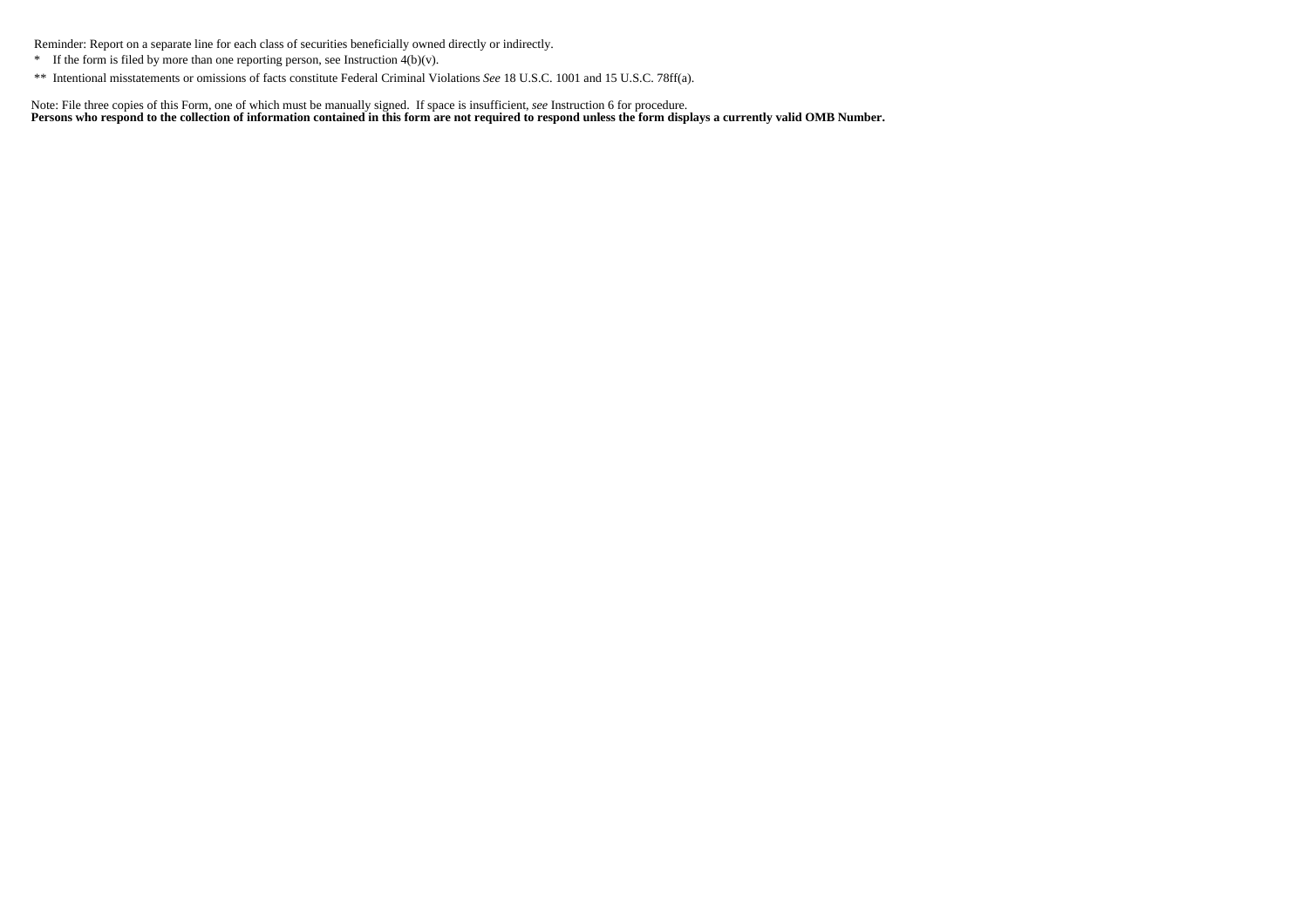Reminder: Report on a separate line for each class of securities beneficially owned directly or indirectly.

\* If the form is filed by more than one reporting person, see Instruction 4(b)(v).

\*\* Intentional misstatements or omissions of facts constitute Federal Criminal Violations *See* 18 U.S.C. 1001 and 15 U.S.C. 78ff(a).

Note: File three copies of this Form, one of which must be manually signed. If space is insufficient, *see* Instruction 6 for procedure.

**Persons who respond to the collection of information contained in this form are not required to respond unless the form displays a currently valid OMB Number.**